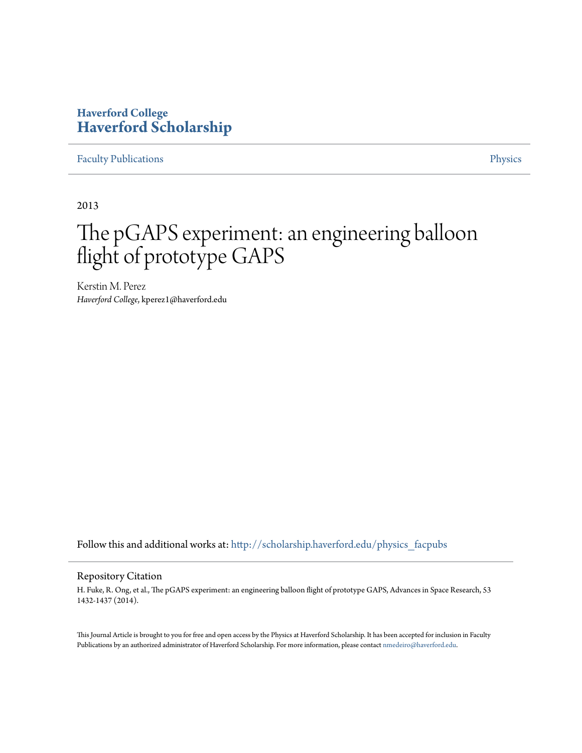# Haverford College
# Haverford Scholarship

Faculty Publications | Physics

2013

# The pGAPS experiment: an engineering balloon flight of prototype GAPS

Kerstin M. Perez
*Haverford College*, kperez1@haverford.edu

Follow this and additional works at: http://scholarship.haverford.edu/physics_facpubs

## Repository Citation

H. Fuke, R. Ong, et al., The pGAPS experiment: an engineering balloon flight of prototype GAPS, Advances in Space Research, 53 1432-1437 (2014).

This Journal Article is brought to you for free and open access by the Physics at Haverford Scholarship. It has been accepted for inclusion in Faculty Publications by an authorized administrator of Haverford Scholarship. For more information, please contact nmedeiro@haverford.edu.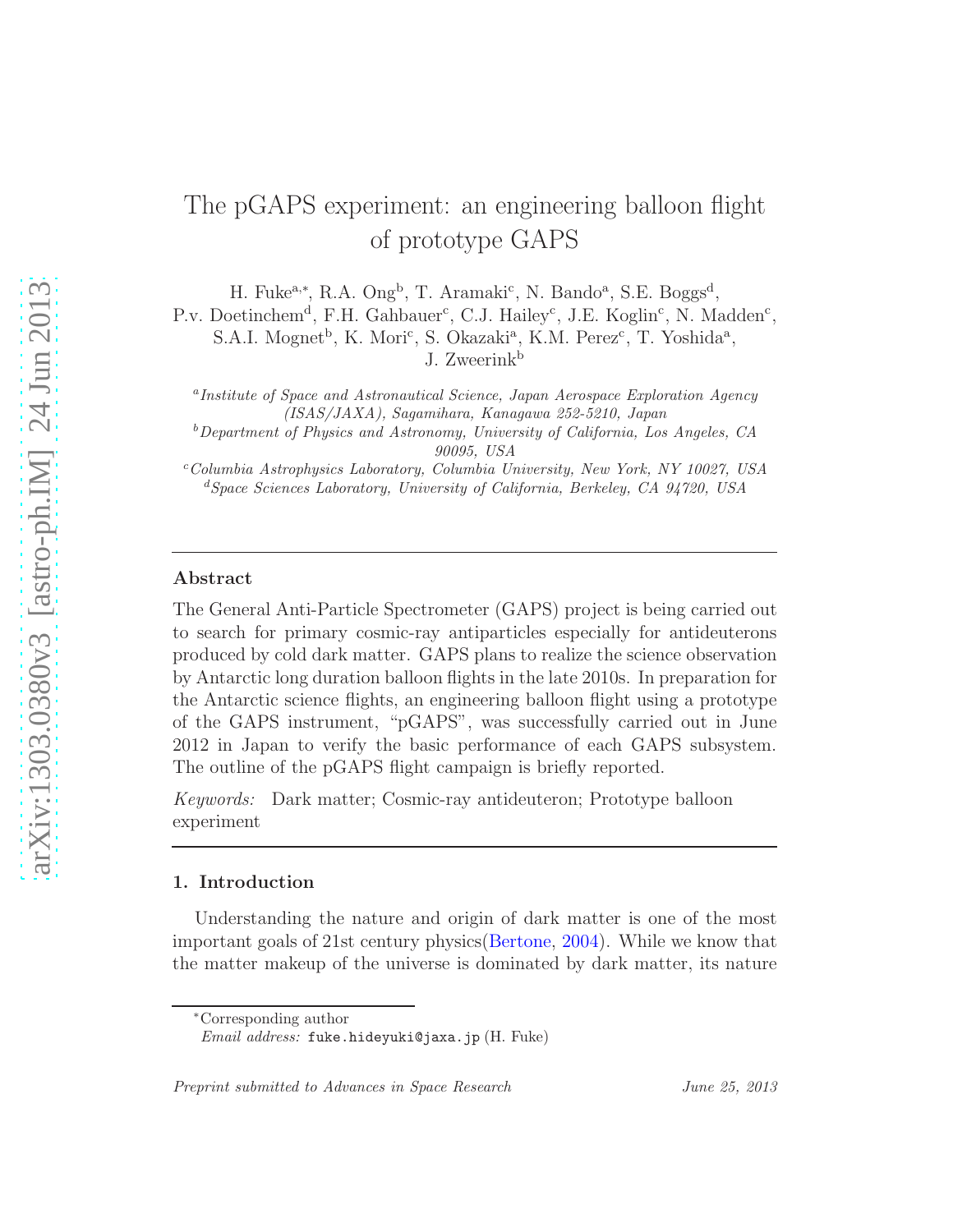# The pGAPS experiment: an engineering balloon flight of prototype GAPS

H. Fuke[a,*], R.A. Ong[b], T. Aramaki[c], N. Bando[a], S.E. Boggs[d], P.v. Doetinchem[d], F.H. Gahbauer[c], C.J. Hailey[c], J.E. Koglin[c], N. Madden[c], S.A.I. Mognet[b], K. Mori[c], S. Okazaki[a], K.M. Perez[c], T. Yoshida[a], J. Zweerink[b]

[a] *Institute of Space and Astronautical Science, Japan Aerospace Exploration Agency (ISAS/JAXA), Sagamihara, Kanagawa 252-5210, Japan*

[b] *Department of Physics and Astronomy, University of California, Los Angeles, CA 90095, USA*

[c] *Columbia Astrophysics Laboratory, Columbia University, New York, NY 10027, USA*

[d] *Space Sciences Laboratory, University of California, Berkeley, CA 94720, USA*

---

**Abstract**

The General Anti-Particle Spectrometer (GAPS) project is being carried out to search for primary cosmic-ray antiparticles especially for antideuterons produced by cold dark matter. GAPS plans to realize the science observation by Antarctic long duration balloon flights in the late 2010s. In preparation for the Antarctic science flights, an engineering balloon flight using a prototype of the GAPS instrument, "pGAPS", was successfully carried out in June 2012 in Japan to verify the basic performance of each GAPS subsystem. The outline of the pGAPS flight campaign is briefly reported.

*Keywords:* Dark matter; Cosmic-ray antideuteron; Prototype balloon experiment

---

## 1. Introduction

Understanding the nature and origin of dark matter is one of the most important goals of 21st century physics(Bertone, 2004). While we know that the matter makeup of the universe is dominated by dark matter, its nature

---

*Corresponding author
*Email address:* `fuke.hideyuki@jaxa.jp` (H. Fuke)

*Preprint submitted to Advances in Space Research* — *June 25, 2013*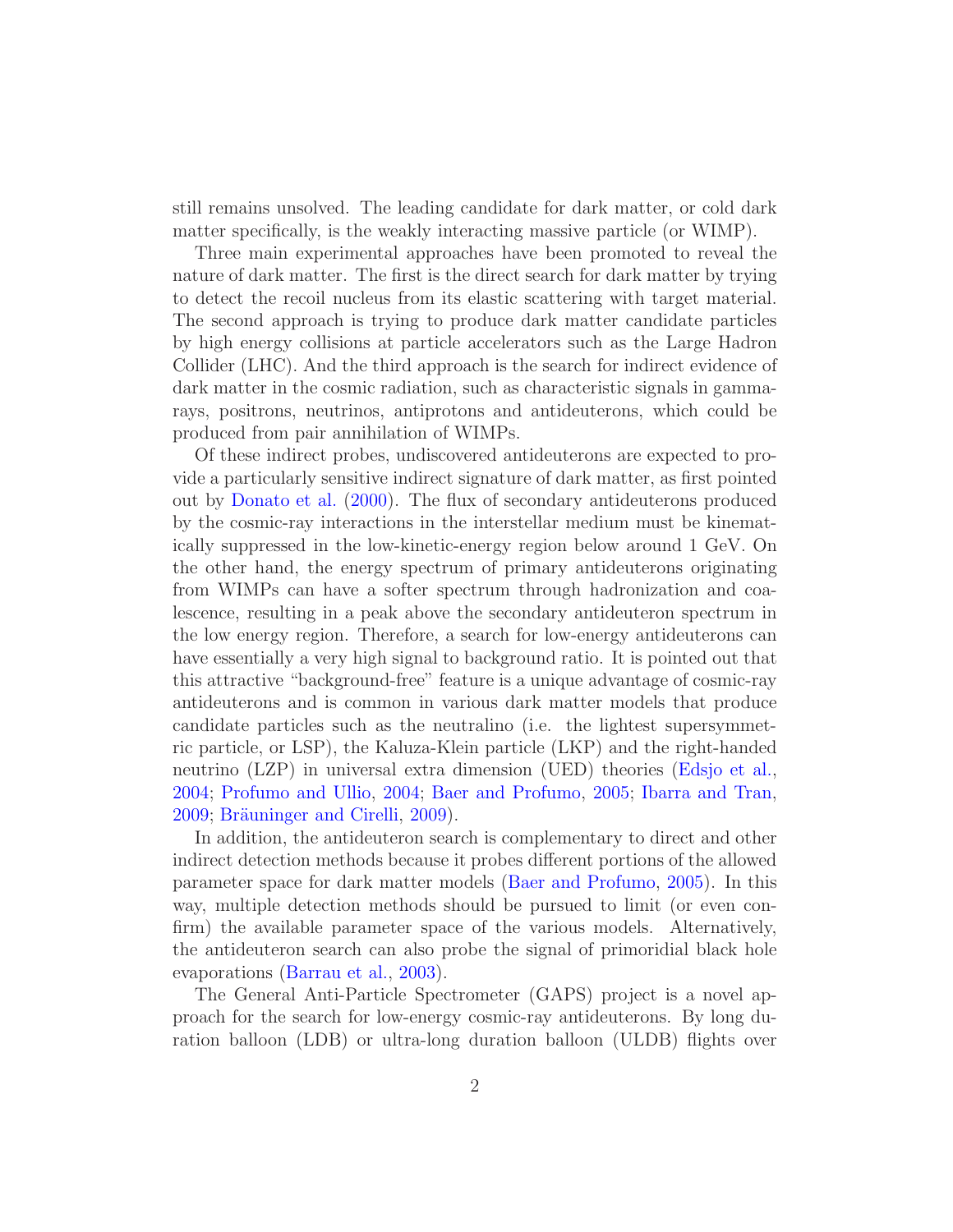still remains unsolved. The leading candidate for dark matter, or cold dark matter specifically, is the weakly interacting massive particle (or WIMP).

Three main experimental approaches have been promoted to reveal the nature of dark matter. The first is the direct search for dark matter by trying to detect the recoil nucleus from its elastic scattering with target material. The second approach is trying to produce dark matter candidate particles by high energy collisions at particle accelerators such as the Large Hadron Collider (LHC). And the third approach is the search for indirect evidence of dark matter in the cosmic radiation, such as characteristic signals in gamma-rays, positrons, neutrinos, antiprotons and antideuterons, which could be produced from pair annihilation of WIMPs.

Of these indirect probes, undiscovered antideuterons are expected to provide a particularly sensitive indirect signature of dark matter, as first pointed out by Donato et al. (2000). The flux of secondary antideuterons produced by the cosmic-ray interactions in the interstellar medium must be kinematically suppressed in the low-kinetic-energy region below around 1 GeV. On the other hand, the energy spectrum of primary antideuterons originating from WIMPs can have a softer spectrum through hadronization and coalescence, resulting in a peak above the secondary antideuteron spectrum in the low energy region. Therefore, a search for low-energy antideuterons can have essentially a very high signal to background ratio. It is pointed out that this attractive "background-free" feature is a unique advantage of cosmic-ray antideuterons and is common in various dark matter models that produce candidate particles such as the neutralino (i.e. the lightest supersymmetric particle, or LSP), the Kaluza-Klein particle (LKP) and the right-handed neutrino (LZP) in universal extra dimension (UED) theories (Edsjo et al., 2004; Profumo and Ullio, 2004; Baer and Profumo, 2005; Ibarra and Tran, 2009; Bräuninger and Cirelli, 2009).

In addition, the antideuteron search is complementary to direct and other indirect detection methods because it probes different portions of the allowed parameter space for dark matter models (Baer and Profumo, 2005). In this way, multiple detection methods should be pursued to limit (or even confirm) the available parameter space of the various models. Alternatively, the antideuteron search can also probe the signal of primoridial black hole evaporations (Barrau et al., 2003).

The General Anti-Particle Spectrometer (GAPS) project is a novel approach for the search for low-energy cosmic-ray antideuterons. By long duration balloon (LDB) or ultra-long duration balloon (ULDB) flights over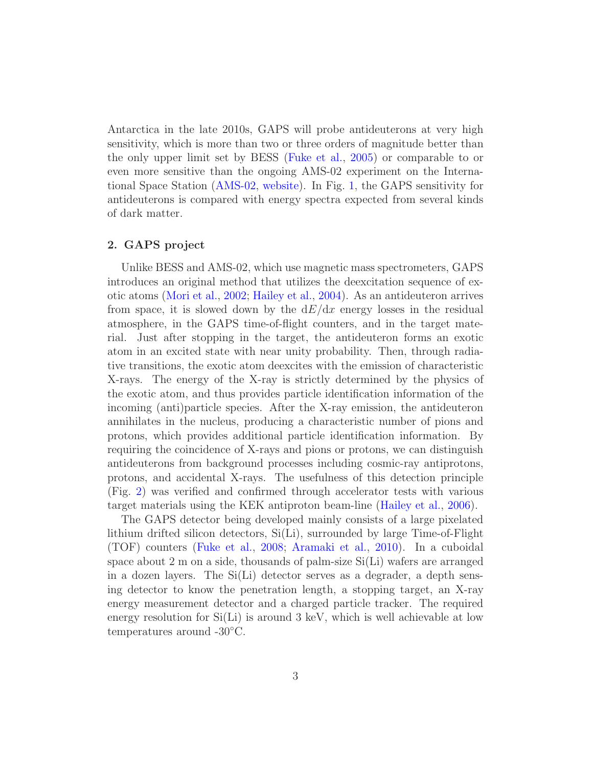Antarctica in the late 2010s, GAPS will probe antideuterons at very high sensitivity, which is more than two or three orders of magnitude better than the only upper limit set by BESS (Fuke et al., 2005) or comparable to or even more sensitive than the ongoing AMS-02 experiment on the International Space Station (AMS-02, website). In Fig. 1, the GAPS sensitivity for antideuterons is compared with energy spectra expected from several kinds of dark matter.

## 2. GAPS project

Unlike BESS and AMS-02, which use magnetic mass spectrometers, GAPS introduces an original method that utilizes the deexcitation sequence of exotic atoms (Mori et al., 2002; Hailey et al., 2004). As an antideuteron arrives from space, it is slowed down by the $\mathrm{d}E/\mathrm{d}x$ energy losses in the residual atmosphere, in the GAPS time-of-flight counters, and in the target material. Just after stopping in the target, the antideuteron forms an exotic atom in an excited state with near unity probability. Then, through radiative transitions, the exotic atom deexcites with the emission of characteristic X-rays. The energy of the X-ray is strictly determined by the physics of the exotic atom, and thus provides particle identification information of the incoming (anti)particle species. After the X-ray emission, the antideuteron annihilates in the nucleus, producing a characteristic number of pions and protons, which provides additional particle identification information. By requiring the coincidence of X-rays and pions or protons, we can distinguish antideuterons from background processes including cosmic-ray antiprotons, protons, and accidental X-rays. The usefulness of this detection principle (Fig. 2) was verified and confirmed through accelerator tests with various target materials using the KEK antiproton beam-line (Hailey et al., 2006).

The GAPS detector being developed mainly consists of a large pixelated lithium drifted silicon detectors, Si(Li), surrounded by large Time-of-Flight (TOF) counters (Fuke et al., 2008; Aramaki et al., 2010). In a cuboidal space about 2 m on a side, thousands of palm-size Si(Li) wafers are arranged in a dozen layers. The Si(Li) detector serves as a degrader, a depth sensing detector to know the penetration length, a stopping target, an X-ray energy measurement detector and a charged particle tracker. The required energy resolution for Si(Li) is around 3 keV, which is well achievable at low temperatures around -30°C.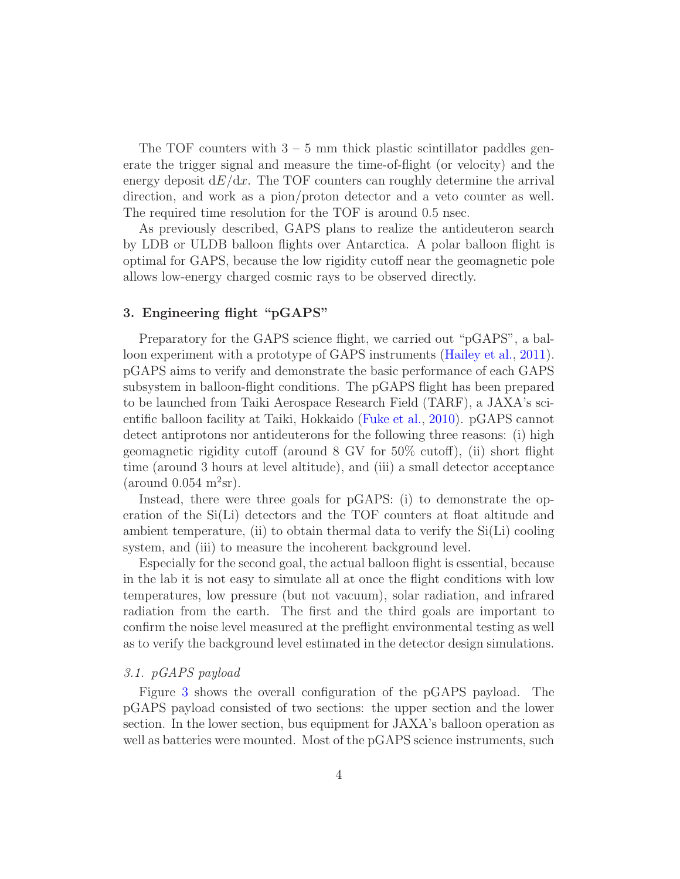The TOF counters with 3 – 5 mm thick plastic scintillator paddles generate the trigger signal and measure the time-of-flight (or velocity) and the energy deposit $\mathrm{d}E/\mathrm{d}x$. The TOF counters can roughly determine the arrival direction, and work as a pion/proton detector and a veto counter as well. The required time resolution for the TOF is around 0.5 nsec.

As previously described, GAPS plans to realize the antideuteron search by LDB or ULDB balloon flights over Antarctica. A polar balloon flight is optimal for GAPS, because the low rigidity cutoff near the geomagnetic pole allows low-energy charged cosmic rays to be observed directly.

## 3. Engineering flight "pGAPS"

Preparatory for the GAPS science flight, we carried out "pGAPS", a balloon experiment with a prototype of GAPS instruments (Hailey et al., 2011). pGAPS aims to verify and demonstrate the basic performance of each GAPS subsystem in balloon-flight conditions. The pGAPS flight has been prepared to be launched from Taiki Aerospace Research Field (TARF), a JAXA's scientific balloon facility at Taiki, Hokkaido (Fuke et al., 2010). pGAPS cannot detect antiprotons nor antideuterons for the following three reasons: (i) high geomagnetic rigidity cutoff (around 8 GV for 50% cutoff), (ii) short flight time (around 3 hours at level altitude), and (iii) a small detector acceptance (around 0.054 $\mathrm{m}^2\mathrm{sr}$).

Instead, there were three goals for pGAPS: (i) to demonstrate the operation of the Si(Li) detectors and the TOF counters at float altitude and ambient temperature, (ii) to obtain thermal data to verify the Si(Li) cooling system, and (iii) to measure the incoherent background level.

Especially for the second goal, the actual balloon flight is essential, because in the lab it is not easy to simulate all at once the flight conditions with low temperatures, low pressure (but not vacuum), solar radiation, and infrared radiation from the earth. The first and the third goals are important to confirm the noise level measured at the preflight environmental testing as well as to verify the background level estimated in the detector design simulations.

### *3.1. pGAPS payload*

Figure 3 shows the overall configuration of the pGAPS payload. The pGAPS payload consisted of two sections: the upper section and the lower section. In the lower section, bus equipment for JAXA's balloon operation as well as batteries were mounted. Most of the pGAPS science instruments, such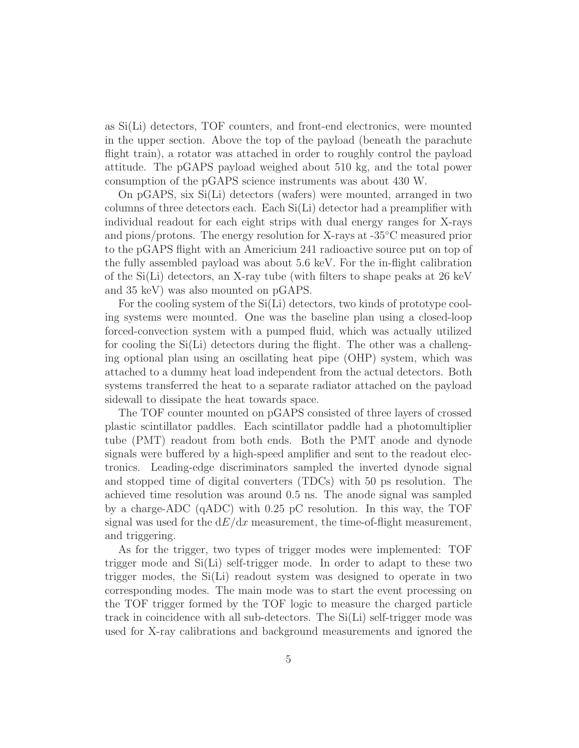as Si(Li) detectors, TOF counters, and front-end electronics, were mounted in the upper section. Above the top of the payload (beneath the parachute flight train), a rotator was attached in order to roughly control the payload attitude. The pGAPS payload weighed about 510 kg, and the total power consumption of the pGAPS science instruments was about 430 W.

On pGAPS, six Si(Li) detectors (wafers) were mounted, arranged in two columns of three detectors each. Each Si(Li) detector had a preamplifier with individual readout for each eight strips with dual energy ranges for X-rays and pions/protons. The energy resolution for X-rays at -35°C measured prior to the pGAPS flight with an Americium 241 radioactive source put on top of the fully assembled payload was about 5.6 keV. For the in-flight calibration of the Si(Li) detectors, an X-ray tube (with filters to shape peaks at 26 keV and 35 keV) was also mounted on pGAPS.

For the cooling system of the Si(Li) detectors, two kinds of prototype cooling systems were mounted. One was the baseline plan using a closed-loop forced-convection system with a pumped fluid, which was actually utilized for cooling the Si(Li) detectors during the flight. The other was a challenging optional plan using an oscillating heat pipe (OHP) system, which was attached to a dummy heat load independent from the actual detectors. Both systems transferred the heat to a separate radiator attached on the payload sidewall to dissipate the heat towards space.

The TOF counter mounted on pGAPS consisted of three layers of crossed plastic scintillator paddles. Each scintillator paddle had a photomultiplier tube (PMT) readout from both ends. Both the PMT anode and dynode signals were buffered by a high-speed amplifier and sent to the readout electronics. Leading-edge discriminators sampled the inverted dynode signal and stopped time of digital converters (TDCs) with 50 ps resolution. The achieved time resolution was around 0.5 ns. The anode signal was sampled by a charge-ADC (qADC) with 0.25 pC resolution. In this way, the TOF signal was used for the $\mathrm{d}E/\mathrm{d}x$ measurement, the time-of-flight measurement, and triggering.

As for the trigger, two types of trigger modes were implemented: TOF trigger mode and Si(Li) self-trigger mode. In order to adapt to these two trigger modes, the Si(Li) readout system was designed to operate in two corresponding modes. The main mode was to start the event processing on the TOF trigger formed by the TOF logic to measure the charged particle track in coincidence with all sub-detectors. The Si(Li) self-trigger mode was used for X-ray calibrations and background measurements and ignored the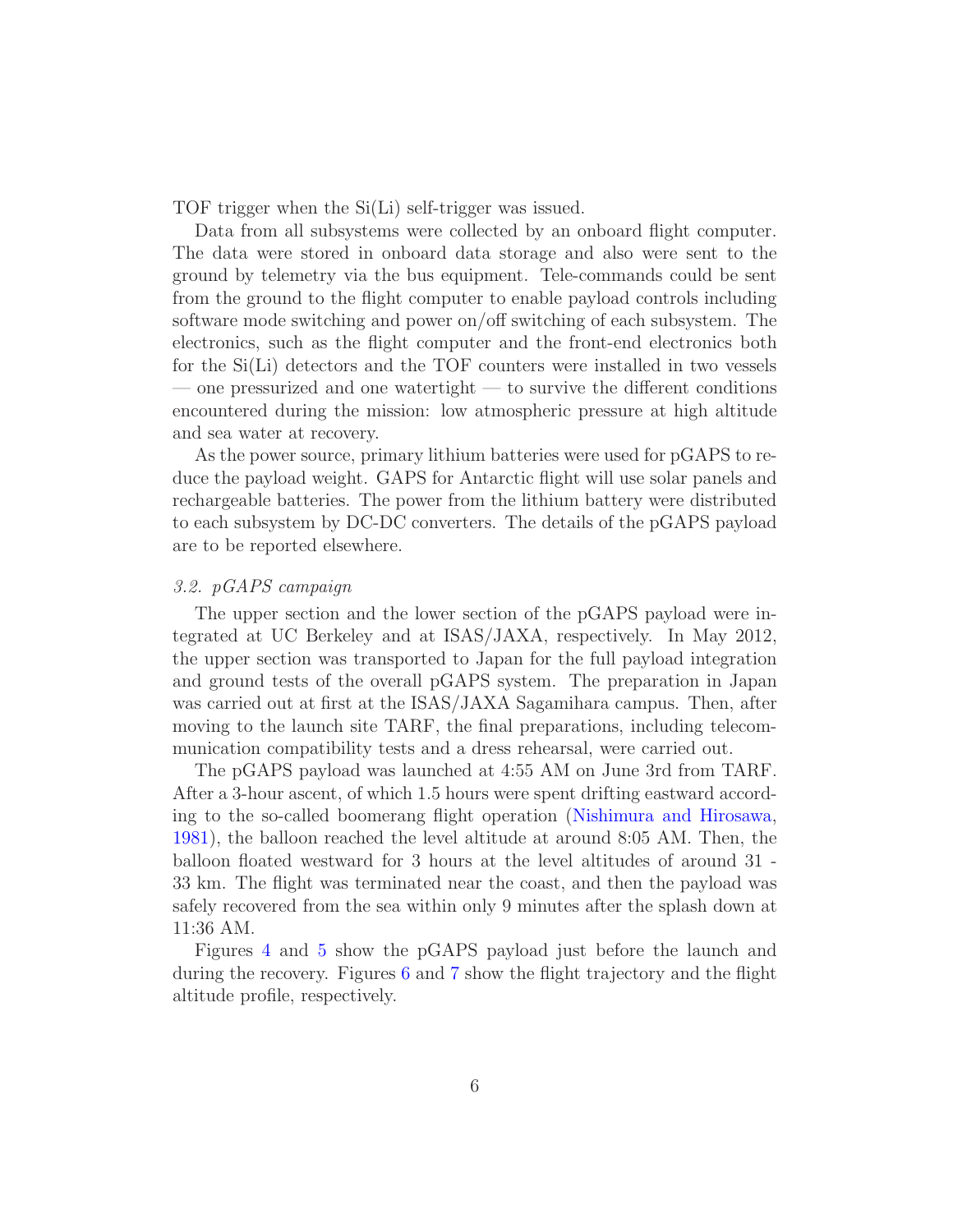TOF trigger when the Si(Li) self-trigger was issued.

Data from all subsystems were collected by an onboard flight computer. The data were stored in onboard data storage and also were sent to the ground by telemetry via the bus equipment. Tele-commands could be sent from the ground to the flight computer to enable payload controls including software mode switching and power on/off switching of each subsystem. The electronics, such as the flight computer and the front-end electronics both for the Si(Li) detectors and the TOF counters were installed in two vessels — one pressurized and one watertight — to survive the different conditions encountered during the mission: low atmospheric pressure at high altitude and sea water at recovery.

As the power source, primary lithium batteries were used for pGAPS to reduce the payload weight. GAPS for Antarctic flight will use solar panels and rechargeable batteries. The power from the lithium battery were distributed to each subsystem by DC-DC converters. The details of the pGAPS payload are to be reported elsewhere.

### *3.2. pGAPS campaign*

The upper section and the lower section of the pGAPS payload were integrated at UC Berkeley and at ISAS/JAXA, respectively. In May 2012, the upper section was transported to Japan for the full payload integration and ground tests of the overall pGAPS system. The preparation in Japan was carried out at first at the ISAS/JAXA Sagamihara campus. Then, after moving to the launch site TARF, the final preparations, including telecommunication compatibility tests and a dress rehearsal, were carried out.

The pGAPS payload was launched at 4:55 AM on June 3rd from TARF. After a 3-hour ascent, of which 1.5 hours were spent drifting eastward according to the so-called boomerang flight operation (Nishimura and Hirosawa, 1981), the balloon reached the level altitude at around 8:05 AM. Then, the balloon floated westward for 3 hours at the level altitudes of around 31 - 33 km. The flight was terminated near the coast, and then the payload was safely recovered from the sea within only 9 minutes after the splash down at 11:36 AM.

Figures 4 and 5 show the pGAPS payload just before the launch and during the recovery. Figures 6 and 7 show the flight trajectory and the flight altitude profile, respectively.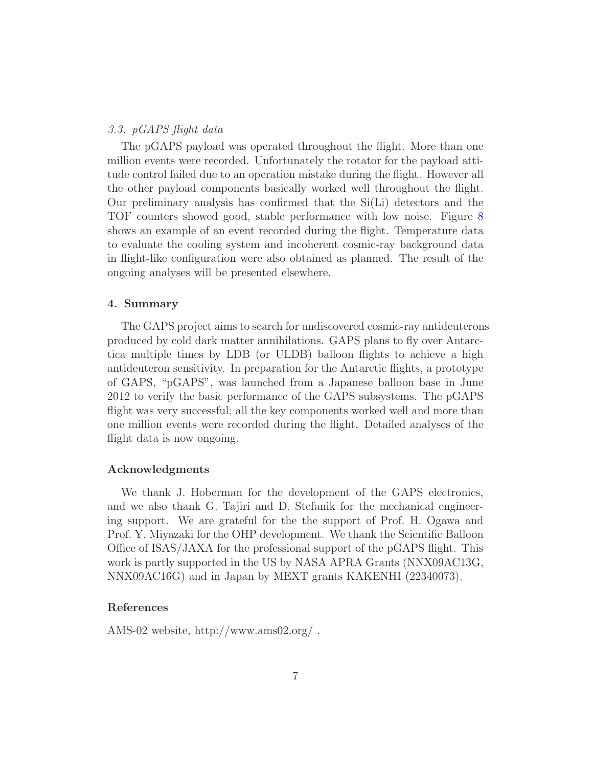### *3.3. pGAPS flight data*

The pGAPS payload was operated throughout the flight. More than one million events were recorded. Unfortunately the rotator for the payload attitude control failed due to an operation mistake during the flight. However all the other payload components basically worked well throughout the flight. Our preliminary analysis has confirmed that the Si(Li) detectors and the TOF counters showed good, stable performance with low noise. Figure 8 shows an example of an event recorded during the flight. Temperature data to evaluate the cooling system and incoherent cosmic-ray background data in flight-like configuration were also obtained as planned. The result of the ongoing analyses will be presented elsewhere.

## 4. Summary

The GAPS project aims to search for undiscovered cosmic-ray antideuterons produced by cold dark matter annihilations. GAPS plans to fly over Antarctica multiple times by LDB (or ULDB) balloon flights to achieve a high antideuteron sensitivity. In preparation for the Antarctic flights, a prototype of GAPS, "pGAPS", was launched from a Japanese balloon base in June 2012 to verify the basic performance of the GAPS subsystems. The pGAPS flight was very successful; all the key components worked well and more than one million events were recorded during the flight. Detailed analyses of the flight data is now ongoing.

## Acknowledgments

We thank J. Hoberman for the development of the GAPS electronics, and we also thank G. Tajiri and D. Stefanik for the mechanical engineering support. We are grateful for the the support of Prof. H. Ogawa and Prof. Y. Miyazaki for the OHP development. We thank the Scientific Balloon Office of ISAS/JAXA for the professional support of the pGAPS flight. This work is partly supported in the US by NASA APRA Grants (NNX09AC13G, NNX09AC16G) and in Japan by MEXT grants KAKENHI (22340073).

## References

AMS-02 website, http://www.ams02.org/ .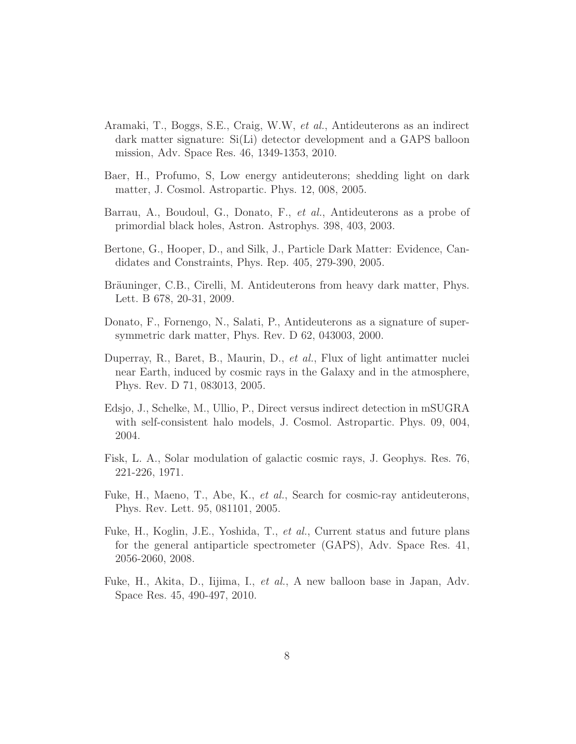Aramaki, T., Boggs, S.E., Craig, W.W, *et al.*, Antideuterons as an indirect dark matter signature: Si(Li) detector development and a GAPS balloon mission, Adv. Space Res. 46, 1349-1353, 2010.

Baer, H., Profumo, S, Low energy antideuterons; shedding light on dark matter, J. Cosmol. Astropartic. Phys. 12, 008, 2005.

Barrau, A., Boudoul, G., Donato, F., *et al.*, Antideuterons as a probe of primordial black holes, Astron. Astrophys. 398, 403, 2003.

Bertone, G., Hooper, D., and Silk, J., Particle Dark Matter: Evidence, Candidates and Constraints, Phys. Rep. 405, 279-390, 2005.

Bräuninger, C.B., Cirelli, M. Antideuterons from heavy dark matter, Phys. Lett. B 678, 20-31, 2009.

Donato, F., Fornengo, N., Salati, P., Antideuterons as a signature of supersymmetric dark matter, Phys. Rev. D 62, 043003, 2000.

Duperray, R., Baret, B., Maurin, D., *et al.*, Flux of light antimatter nuclei near Earth, induced by cosmic rays in the Galaxy and in the atmosphere, Phys. Rev. D 71, 083013, 2005.

Edsjo, J., Schelke, M., Ullio, P., Direct versus indirect detection in mSUGRA with self-consistent halo models, J. Cosmol. Astropartic. Phys. 09, 004, 2004.

Fisk, L. A., Solar modulation of galactic cosmic rays, J. Geophys. Res. 76, 221-226, 1971.

Fuke, H., Maeno, T., Abe, K., *et al.*, Search for cosmic-ray antideuterons, Phys. Rev. Lett. 95, 081101, 2005.

Fuke, H., Koglin, J.E., Yoshida, T., *et al.*, Current status and future plans for the general antiparticle spectrometer (GAPS), Adv. Space Res. 41, 2056-2060, 2008.

Fuke, H., Akita, D., Iijima, I., *et al.*, A new balloon base in Japan, Adv. Space Res. 45, 490-497, 2010.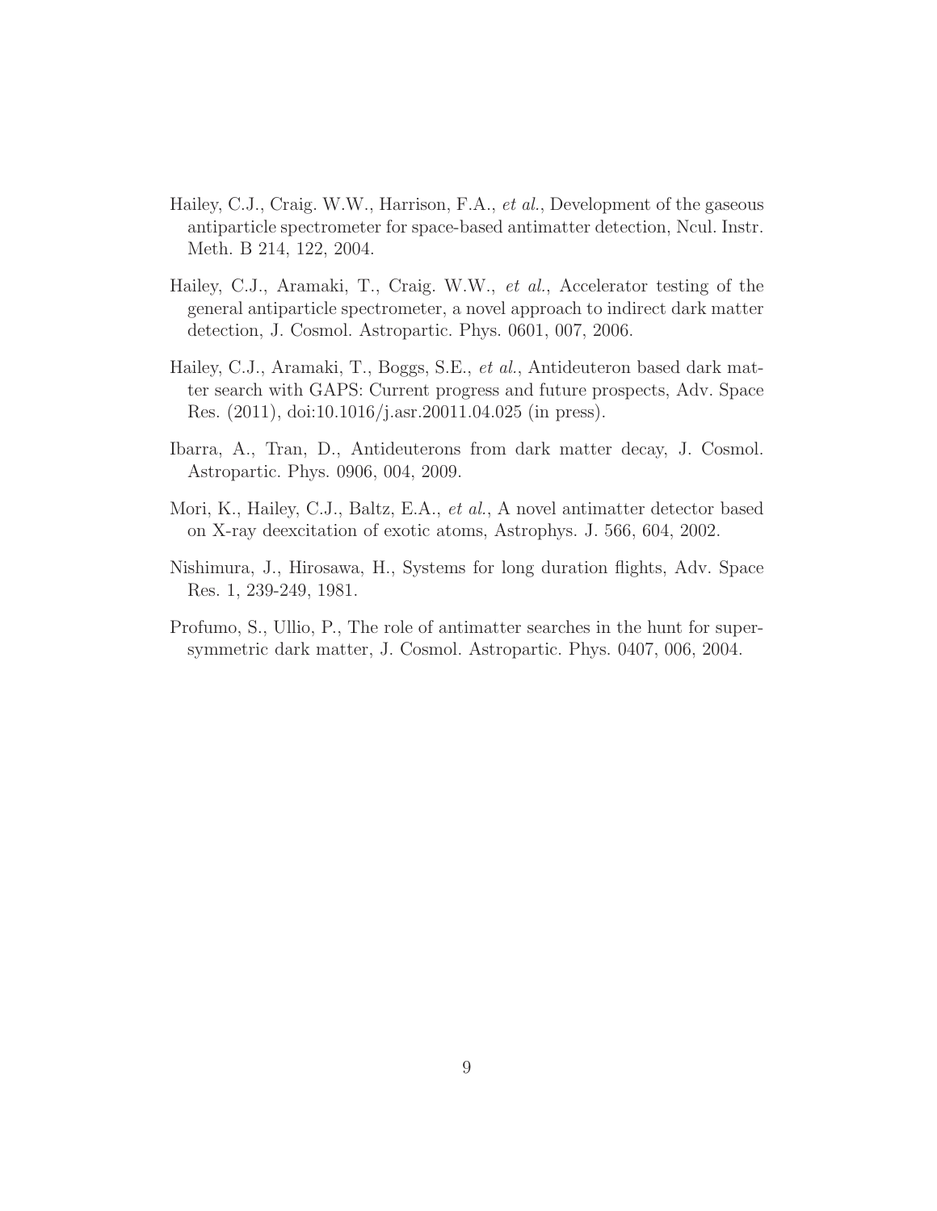Hailey, C.J., Craig. W.W., Harrison, F.A., *et al.*, Development of the gaseous antiparticle spectrometer for space-based antimatter detection, Ncul. Instr. Meth. B 214, 122, 2004.

Hailey, C.J., Aramaki, T., Craig. W.W., *et al.*, Accelerator testing of the general antiparticle spectrometer, a novel approach to indirect dark matter detection, J. Cosmol. Astropartic. Phys. 0601, 007, 2006.

Hailey, C.J., Aramaki, T., Boggs, S.E., *et al.*, Antideuteron based dark matter search with GAPS: Current progress and future prospects, Adv. Space Res. (2011), doi:10.1016/j.asr.20011.04.025 (in press).

Ibarra, A., Tran, D., Antideuterons from dark matter decay, J. Cosmol. Astropartic. Phys. 0906, 004, 2009.

Mori, K., Hailey, C.J., Baltz, E.A., *et al.*, A novel antimatter detector based on X-ray deexcitation of exotic atoms, Astrophys. J. 566, 604, 2002.

Nishimura, J., Hirosawa, H., Systems for long duration flights, Adv. Space Res. 1, 239-249, 1981.

Profumo, S., Ullio, P., The role of antimatter searches in the hunt for supersymmetric dark matter, J. Cosmol. Astropartic. Phys. 0407, 006, 2004.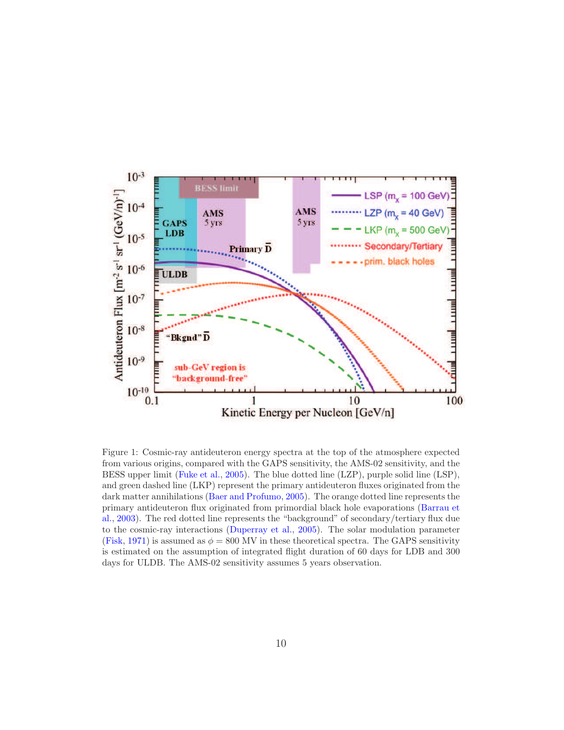Figure 1: Cosmic-ray antideuteron energy spectra at the top of the atmosphere expected from various origins, compared with the GAPS sensitivity, the AMS-02 sensitivity, and the BESS upper limit (Fuke et al., 2005). The blue dotted line (LZP), purple solid line (LSP), and green dashed line (LKP) represent the primary antideuteron fluxes originated from the dark matter annihilations (Baer and Profumo, 2005). The orange dotted line represents the primary antideuteron flux originated from primordial black hole evaporations (Barrau et al., 2003). The red dotted line represents the "background" of secondary/tertiary flux due to the cosmic-ray interactions (Duperray et al., 2005). The solar modulation parameter (Fisk, 1971) is assumed as $\phi = 800$ MV in these theoretical spectra. The GAPS sensitivity is estimated on the assumption of integrated flight duration of 60 days for LDB and 300 days for ULDB. The AMS-02 sensitivity assumes 5 years observation.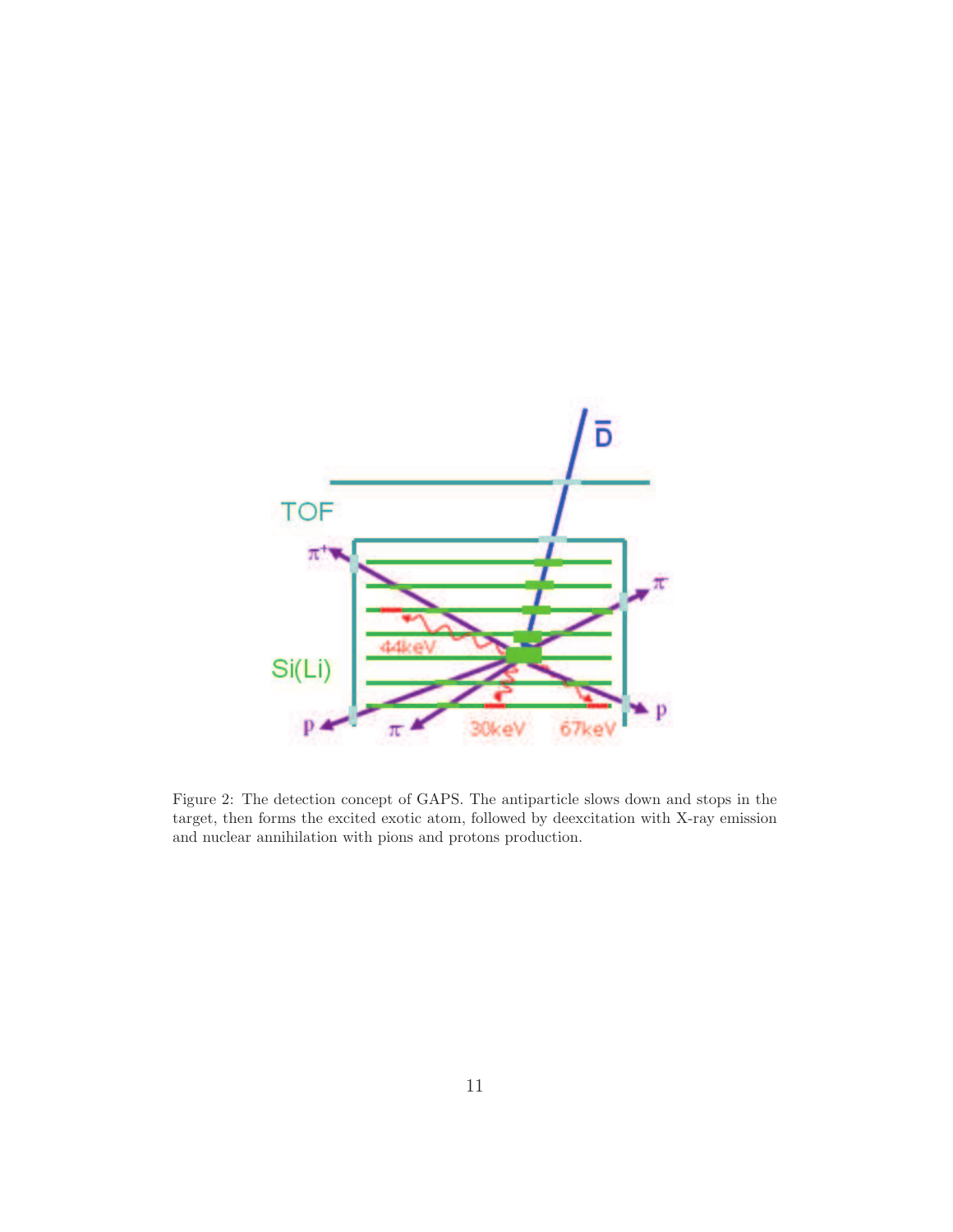Figure 2: The detection concept of GAPS. The antiparticle slows down and stops in the target, then forms the excited exotic atom, followed by deexcitation with X-ray emission and nuclear annihilation with pions and protons production.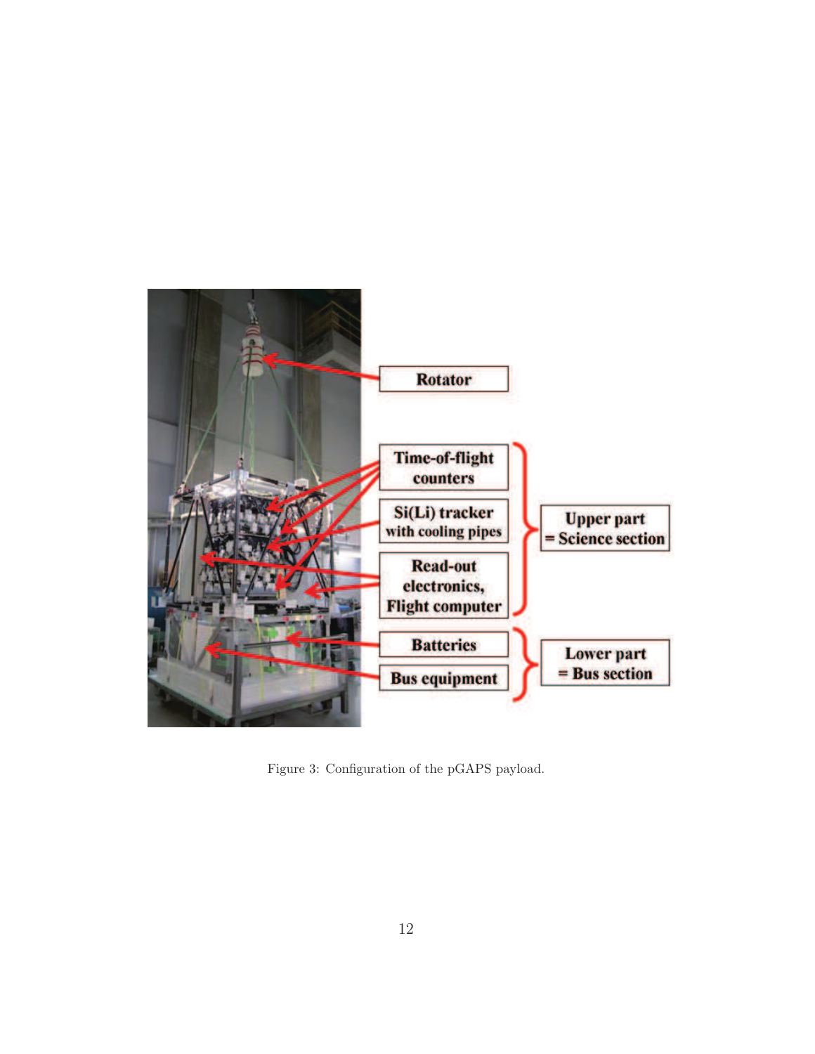Figure 3: Configuration of the pGAPS payload.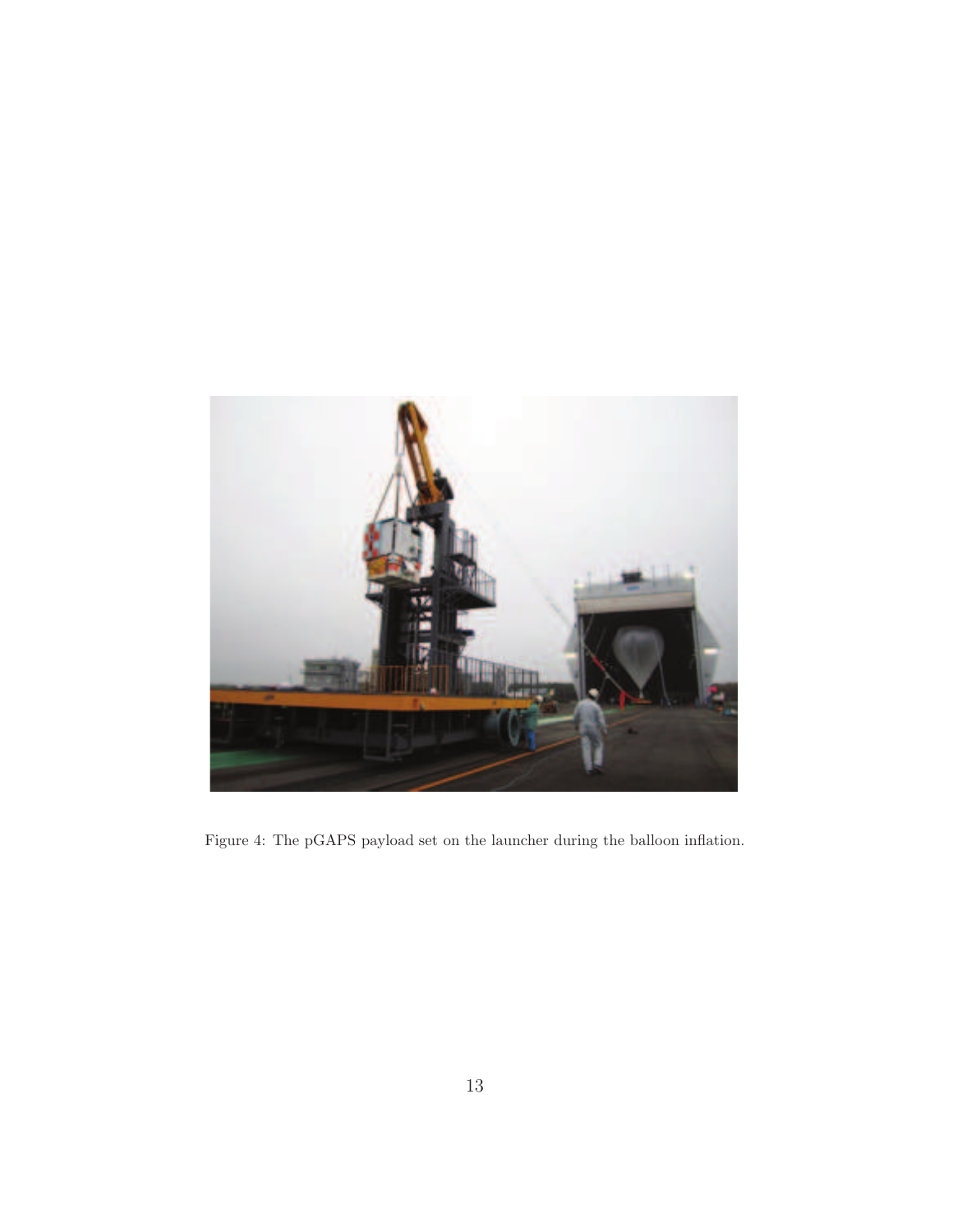Figure 4: The pGAPS payload set on the launcher during the balloon inflation.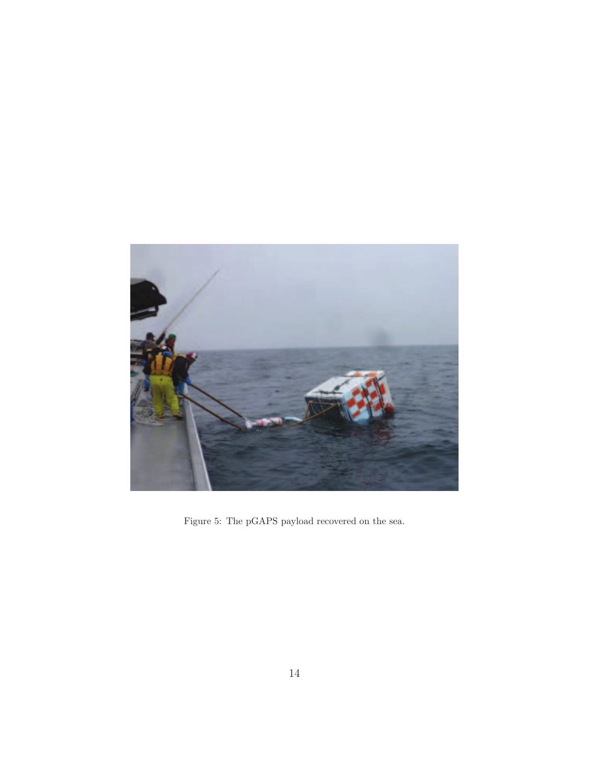Figure 5: The pGAPS payload recovered on the sea.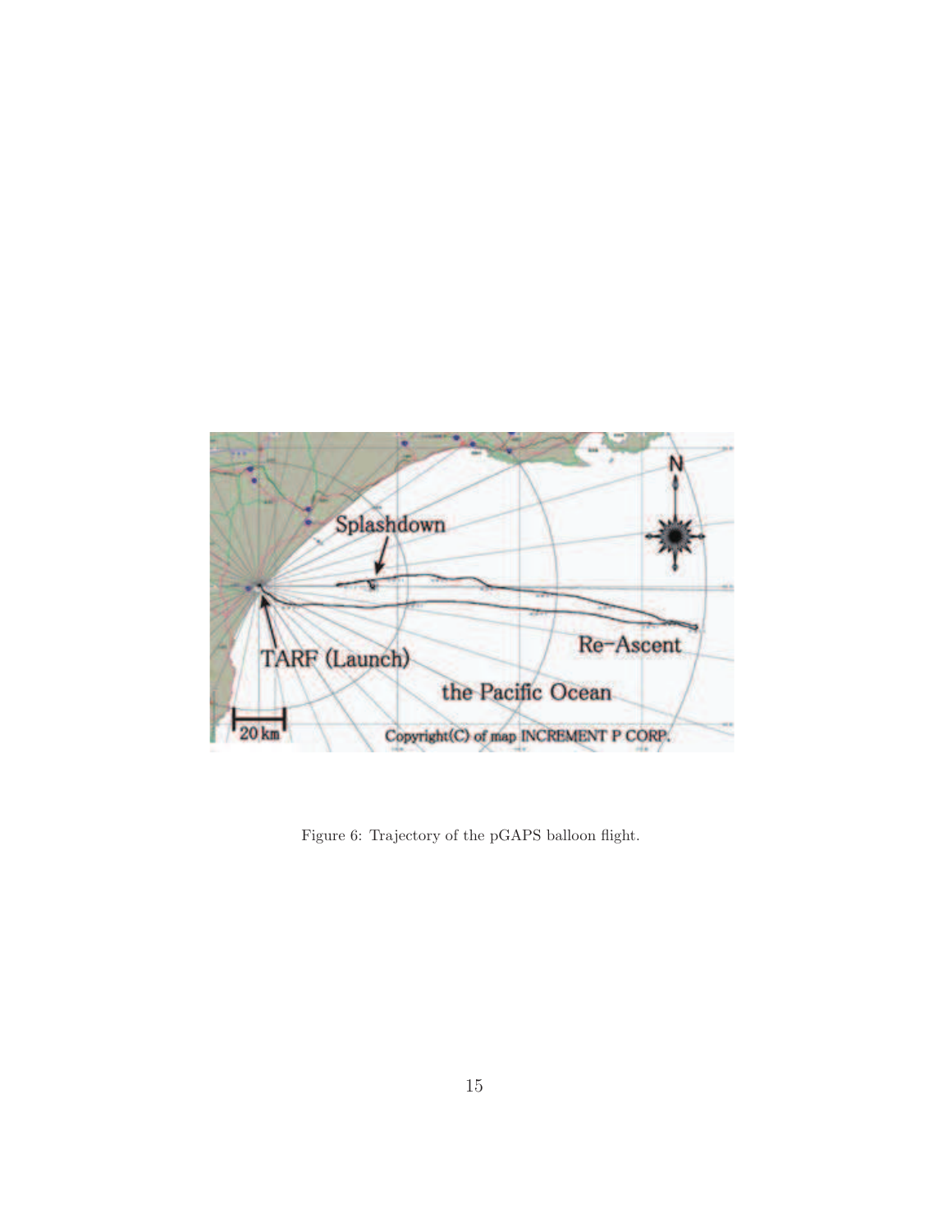Figure 6: Trajectory of the pGAPS balloon flight.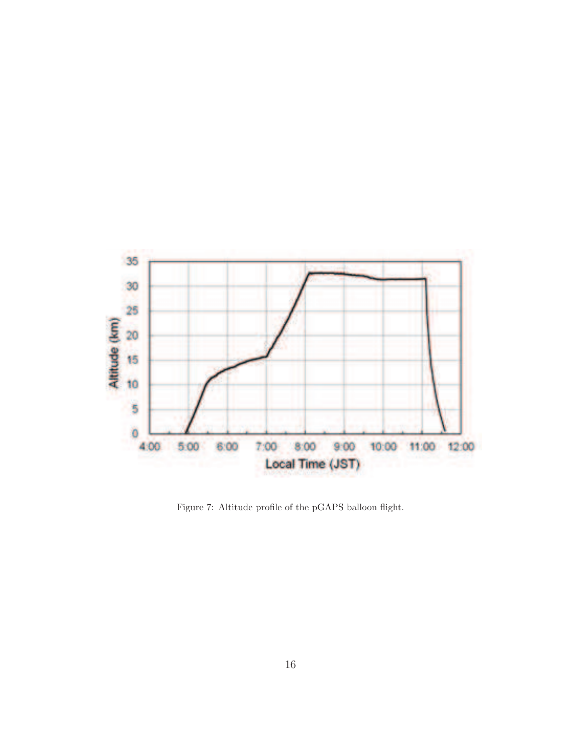Figure 7: Altitude profile of the pGAPS balloon flight.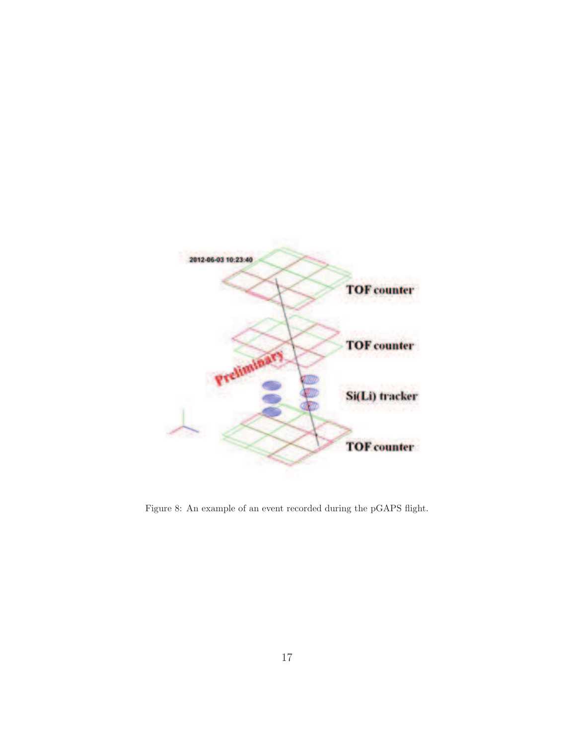2012-06-03 10:23:40

TOF counter

TOF counter

Preliminary

Si(Li) tracker

TOF counter

Figure 8: An example of an event recorded during the pGAPS flight.